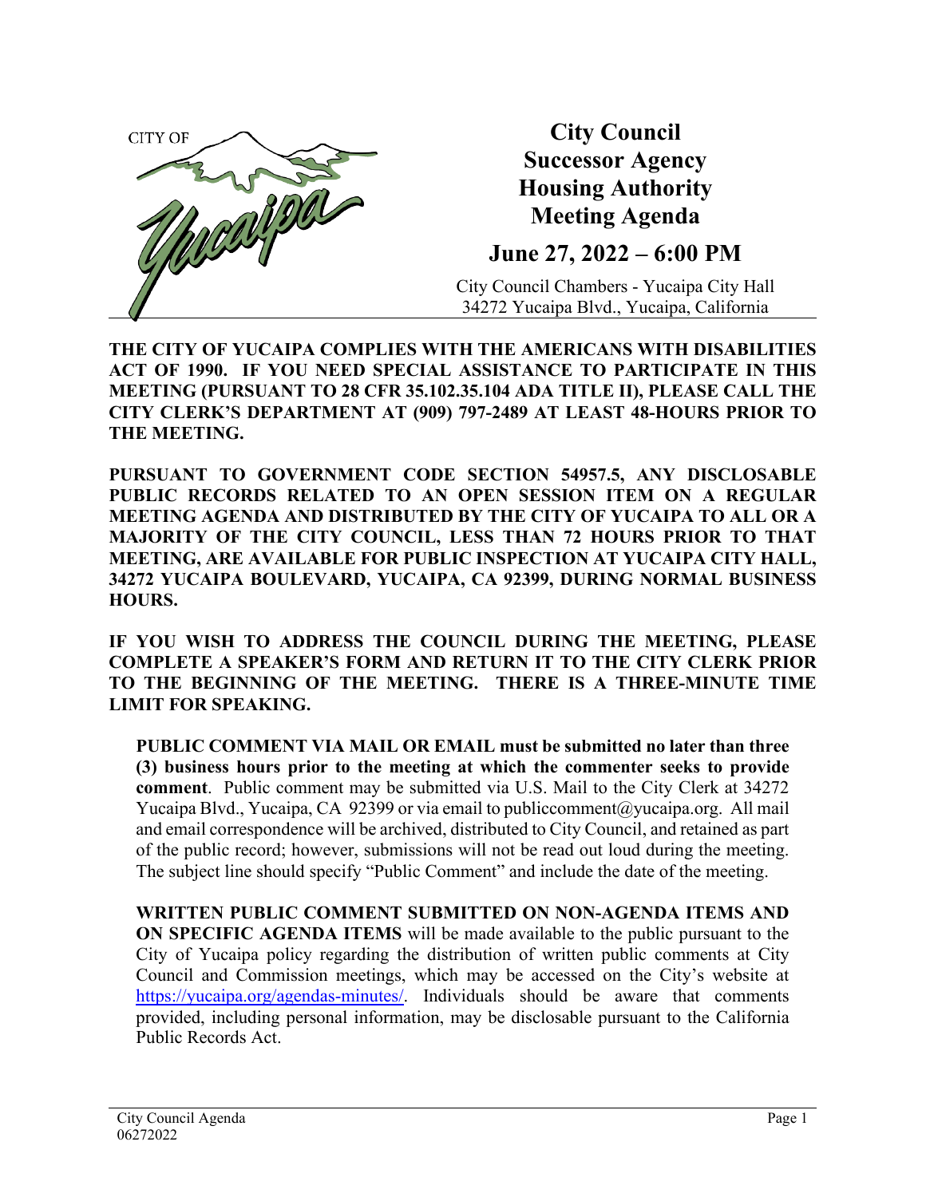CITY OF Yucaipa

# City Council
# Successor Agency
# Housing Authority
# Meeting Agenda

## June 27, 2022 – 6:00 PM

City Council Chambers - Yucaipa City Hall
34272 Yucaipa Blvd., Yucaipa, California

**THE CITY OF YUCAIPA COMPLIES WITH THE AMERICANS WITH DISABILITIES ACT OF 1990. IF YOU NEED SPECIAL ASSISTANCE TO PARTICIPATE IN THIS MEETING (PURSUANT TO 28 CFR 35.102.35.104 ADA TITLE II), PLEASE CALL THE CITY CLERK'S DEPARTMENT AT (909) 797-2489 AT LEAST 48-HOURS PRIOR TO THE MEETING.**

**PURSUANT TO GOVERNMENT CODE SECTION 54957.5, ANY DISCLOSABLE PUBLIC RECORDS RELATED TO AN OPEN SESSION ITEM ON A REGULAR MEETING AGENDA AND DISTRIBUTED BY THE CITY OF YUCAIPA TO ALL OR A MAJORITY OF THE CITY COUNCIL, LESS THAN 72 HOURS PRIOR TO THAT MEETING, ARE AVAILABLE FOR PUBLIC INSPECTION AT YUCAIPA CITY HALL, 34272 YUCAIPA BOULEVARD, YUCAIPA, CA 92399, DURING NORMAL BUSINESS HOURS.**

**IF YOU WISH TO ADDRESS THE COUNCIL DURING THE MEETING, PLEASE COMPLETE A SPEAKER'S FORM AND RETURN IT TO THE CITY CLERK PRIOR TO THE BEGINNING OF THE MEETING. THERE IS A THREE-MINUTE TIME LIMIT FOR SPEAKING.**

**PUBLIC COMMENT VIA MAIL OR EMAIL must be submitted no later than three (3) business hours prior to the meeting at which the commenter seeks to provide comment**. Public comment may be submitted via U.S. Mail to the City Clerk at 34272 Yucaipa Blvd., Yucaipa, CA 92399 or via email to publiccomment@yucaipa.org. All mail and email correspondence will be archived, distributed to City Council, and retained as part of the public record; however, submissions will not be read out loud during the meeting. The subject line should specify "Public Comment" and include the date of the meeting.

**WRITTEN PUBLIC COMMENT SUBMITTED ON NON-AGENDA ITEMS AND ON SPECIFIC AGENDA ITEMS** will be made available to the public pursuant to the City of Yucaipa policy regarding the distribution of written public comments at City Council and Commission meetings, which may be accessed on the City's website at https://yucaipa.org/agendas-minutes/. Individuals should be aware that comments provided, including personal information, may be disclosable pursuant to the California Public Records Act.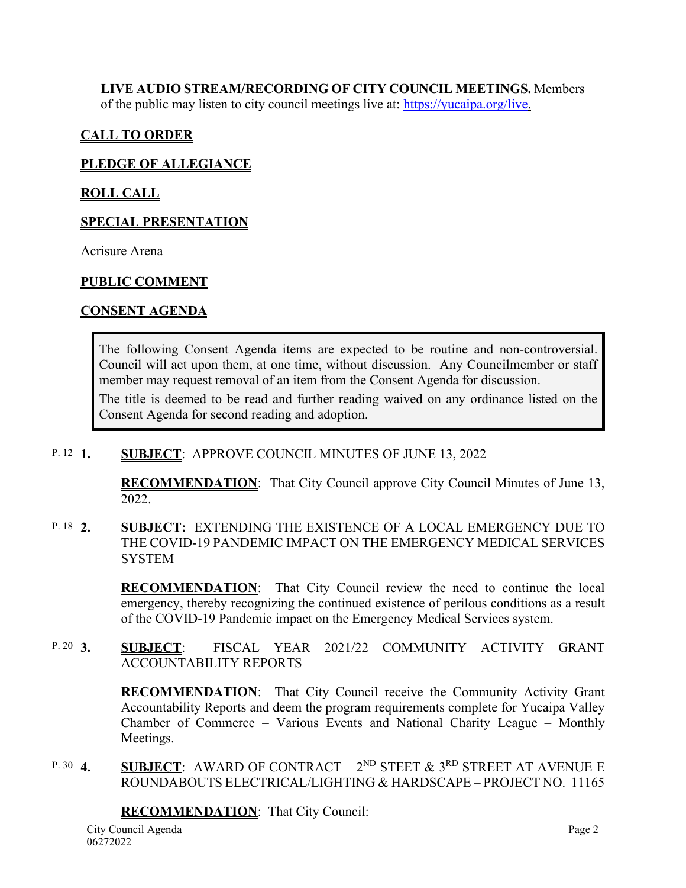**LIVE AUDIO STREAM/RECORDING OF CITY COUNCIL MEETINGS.** Members of the public may listen to city council meetings live at: https://yucaipa.org/live.

## CALL TO ORDER

## PLEDGE OF ALLEGIANCE

## ROLL CALL

## SPECIAL PRESENTATION

Acrisure Arena

## PUBLIC COMMENT

## CONSENT AGENDA

> The following Consent Agenda items are expected to be routine and non-controversial. Council will act upon them, at one time, without discussion. Any Councilmember or staff member may request removal of an item from the Consent Agenda for discussion.
>
> The title is deemed to be read and further reading waived on any ordinance listed on the Consent Agenda for second reading and adoption.

P. 12 **1.** **SUBJECT**: APPROVE COUNCIL MINUTES OF JUNE 13, 2022

**RECOMMENDATION**: That City Council approve City Council Minutes of June 13, 2022.

P. 18 **2.** **SUBJECT:** EXTENDING THE EXISTENCE OF A LOCAL EMERGENCY DUE TO THE COVID-19 PANDEMIC IMPACT ON THE EMERGENCY MEDICAL SERVICES SYSTEM

**RECOMMENDATION**: That City Council review the need to continue the local emergency, thereby recognizing the continued existence of perilous conditions as a result of the COVID-19 Pandemic impact on the Emergency Medical Services system.

P. 20 **3.** **SUBJECT**: FISCAL YEAR 2021/22 COMMUNITY ACTIVITY GRANT ACCOUNTABILITY REPORTS

**RECOMMENDATION**: That City Council receive the Community Activity Grant Accountability Reports and deem the program requirements complete for Yucaipa Valley Chamber of Commerce – Various Events and National Charity League – Monthly Meetings.

P. 30 **4.** **SUBJECT**: AWARD OF CONTRACT – 2ND STEET & 3RD STREET AT AVENUE E ROUNDABOUTS ELECTRICAL/LIGHTING & HARDSCAPE – PROJECT NO. 11165

**RECOMMENDATION**: That City Council: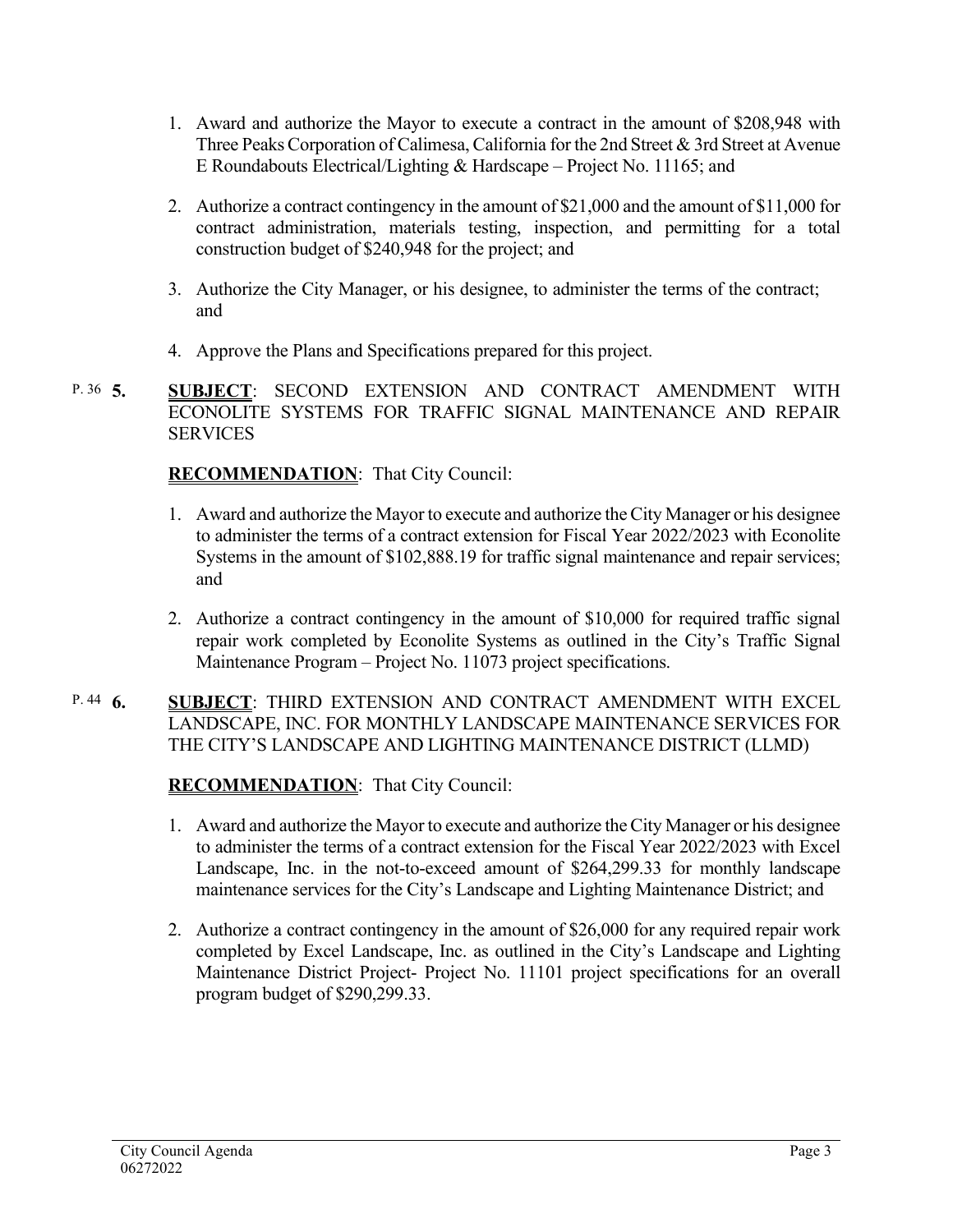1. Award and authorize the Mayor to execute a contract in the amount of $208,948 with Three Peaks Corporation of Calimesa, California for the 2nd Street & 3rd Street at Avenue E Roundabouts Electrical/Lighting & Hardscape – Project No. 11165; and

2. Authorize a contract contingency in the amount of $21,000 and the amount of $11,000 for contract administration, materials testing, inspection, and permitting for a total construction budget of $240,948 for the project; and

3. Authorize the City Manager, or his designee, to administer the terms of the contract; and

4. Approve the Plans and Specifications prepared for this project.

P. 36 **5.** **SUBJECT**: SECOND EXTENSION AND CONTRACT AMENDMENT WITH ECONOLITE SYSTEMS FOR TRAFFIC SIGNAL MAINTENANCE AND REPAIR SERVICES

**RECOMMENDATION**: That City Council:

1. Award and authorize the Mayor to execute and authorize the City Manager or his designee to administer the terms of a contract extension for Fiscal Year 2022/2023 with Econolite Systems in the amount of $102,888.19 for traffic signal maintenance and repair services; and

2. Authorize a contract contingency in the amount of $10,000 for required traffic signal repair work completed by Econolite Systems as outlined in the City's Traffic Signal Maintenance Program – Project No. 11073 project specifications.

P. 44 **6.** **SUBJECT**: THIRD EXTENSION AND CONTRACT AMENDMENT WITH EXCEL LANDSCAPE, INC. FOR MONTHLY LANDSCAPE MAINTENANCE SERVICES FOR THE CITY'S LANDSCAPE AND LIGHTING MAINTENANCE DISTRICT (LLMD)

**RECOMMENDATION**: That City Council:

1. Award and authorize the Mayor to execute and authorize the City Manager or his designee to administer the terms of a contract extension for the Fiscal Year 2022/2023 with Excel Landscape, Inc. in the not-to-exceed amount of $264,299.33 for monthly landscape maintenance services for the City's Landscape and Lighting Maintenance District; and

2. Authorize a contract contingency in the amount of $26,000 for any required repair work completed by Excel Landscape, Inc. as outlined in the City's Landscape and Lighting Maintenance District Project- Project No. 11101 project specifications for an overall program budget of $290,299.33.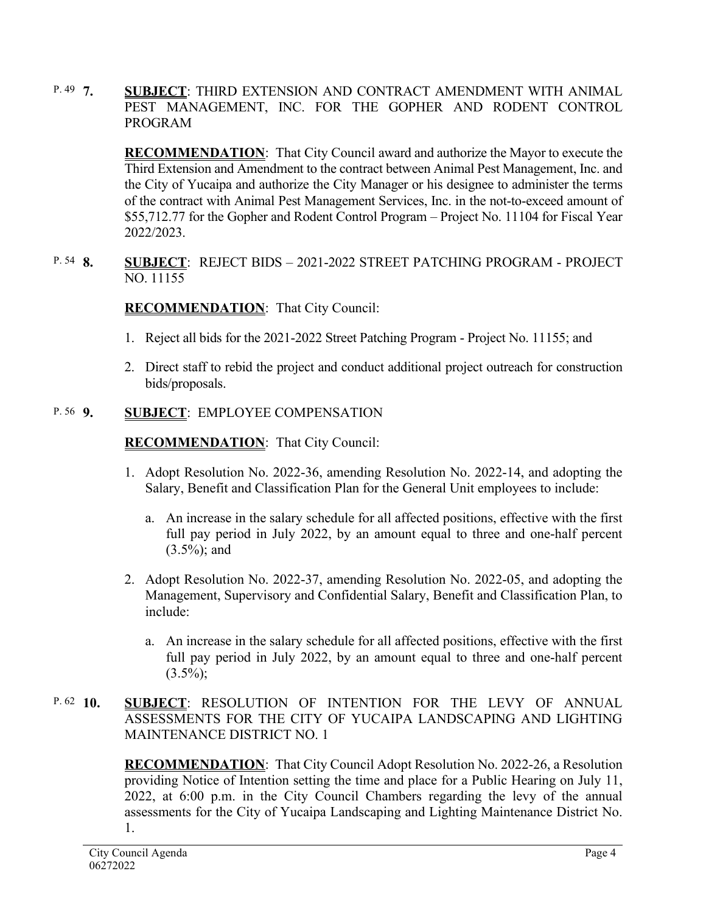P. 49 **7.** **SUBJECT**: THIRD EXTENSION AND CONTRACT AMENDMENT WITH ANIMAL PEST MANAGEMENT, INC. FOR THE GOPHER AND RODENT CONTROL PROGRAM

**RECOMMENDATION**: That City Council award and authorize the Mayor to execute the Third Extension and Amendment to the contract between Animal Pest Management, Inc. and the City of Yucaipa and authorize the City Manager or his designee to administer the terms of the contract with Animal Pest Management Services, Inc. in the not-to-exceed amount of $55,712.77 for the Gopher and Rodent Control Program – Project No. 11104 for Fiscal Year 2022/2023.

P. 54 **8.** **SUBJECT**: REJECT BIDS – 2021-2022 STREET PATCHING PROGRAM - PROJECT NO. 11155

**RECOMMENDATION**: That City Council:

1. Reject all bids for the 2021-2022 Street Patching Program - Project No. 11155; and
2. Direct staff to rebid the project and conduct additional project outreach for construction bids/proposals.

P. 56 **9.** **SUBJECT**: EMPLOYEE COMPENSATION

**RECOMMENDATION**: That City Council:

1. Adopt Resolution No. 2022-36, amending Resolution No. 2022-14, and adopting the Salary, Benefit and Classification Plan for the General Unit employees to include:
   a. An increase in the salary schedule for all affected positions, effective with the first full pay period in July 2022, by an amount equal to three and one-half percent (3.5%); and
2. Adopt Resolution No. 2022-37, amending Resolution No. 2022-05, and adopting the Management, Supervisory and Confidential Salary, Benefit and Classification Plan, to include:
   a. An increase in the salary schedule for all affected positions, effective with the first full pay period in July 2022, by an amount equal to three and one-half percent (3.5%);

P. 62 **10.** **SUBJECT**: RESOLUTION OF INTENTION FOR THE LEVY OF ANNUAL ASSESSMENTS FOR THE CITY OF YUCAIPA LANDSCAPING AND LIGHTING MAINTENANCE DISTRICT NO. 1

**RECOMMENDATION**: That City Council Adopt Resolution No. 2022-26, a Resolution providing Notice of Intention setting the time and place for a Public Hearing on July 11, 2022, at 6:00 p.m. in the City Council Chambers regarding the levy of the annual assessments for the City of Yucaipa Landscaping and Lighting Maintenance District No. 1.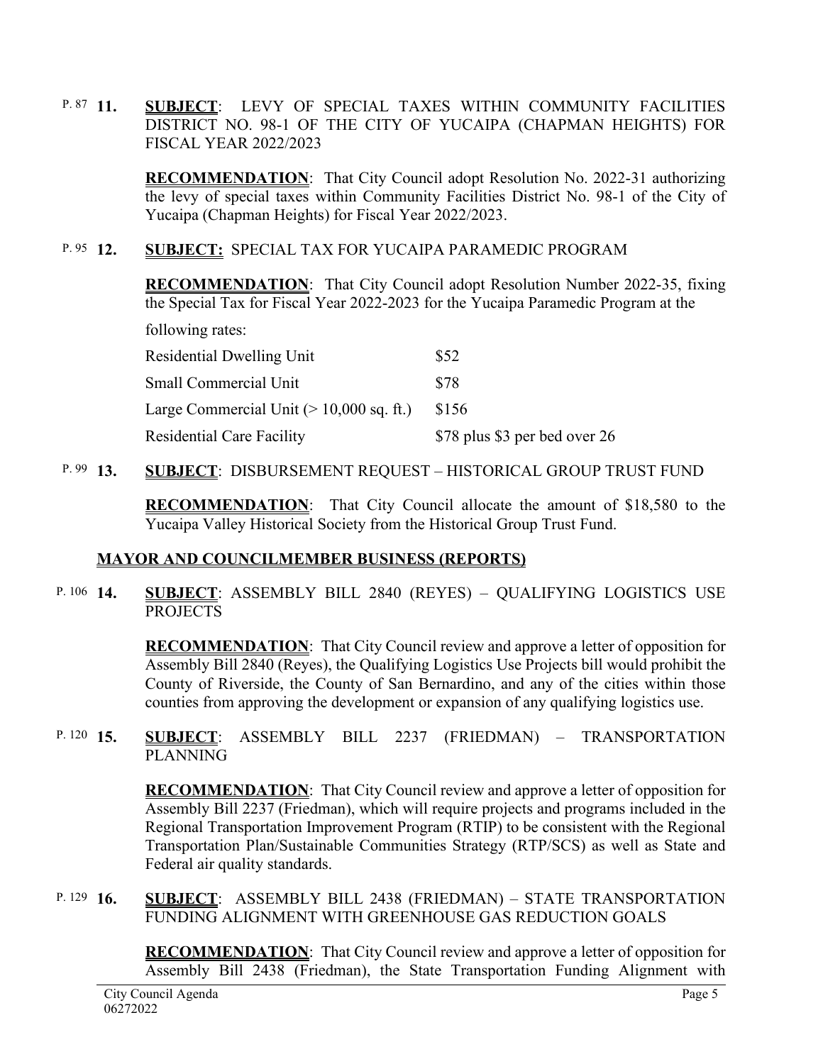P. 87 **11.** **SUBJECT**: LEVY OF SPECIAL TAXES WITHIN COMMUNITY FACILITIES DISTRICT NO. 98-1 OF THE CITY OF YUCAIPA (CHAPMAN HEIGHTS) FOR FISCAL YEAR 2022/2023

**RECOMMENDATION**: That City Council adopt Resolution No. 2022-31 authorizing the levy of special taxes within Community Facilities District No. 98-1 of the City of Yucaipa (Chapman Heights) for Fiscal Year 2022/2023.

P. 95 **12.** **SUBJECT:** SPECIAL TAX FOR YUCAIPA PARAMEDIC PROGRAM

**RECOMMENDATION**: That City Council adopt Resolution Number 2022-35, fixing the Special Tax for Fiscal Year 2022-2023 for the Yucaipa Paramedic Program at the following rates:

| | |
|---|---|
| Residential Dwelling Unit | $52 |
| Small Commercial Unit | $78 |
| Large Commercial Unit (> 10,000 sq. ft.) | $156 |
| Residential Care Facility | $78 plus $3 per bed over 26 |

P. 99 **13.** **SUBJECT**: DISBURSEMENT REQUEST – HISTORICAL GROUP TRUST FUND

**RECOMMENDATION**: That City Council allocate the amount of $18,580 to the Yucaipa Valley Historical Society from the Historical Group Trust Fund.

## MAYOR AND COUNCILMEMBER BUSINESS (REPORTS)

P. 106 **14.** **SUBJECT**: ASSEMBLY BILL 2840 (REYES) – QUALIFYING LOGISTICS USE PROJECTS

**RECOMMENDATION**: That City Council review and approve a letter of opposition for Assembly Bill 2840 (Reyes), the Qualifying Logistics Use Projects bill would prohibit the County of Riverside, the County of San Bernardino, and any of the cities within those counties from approving the development or expansion of any qualifying logistics use.

P. 120 **15.** **SUBJECT**: ASSEMBLY BILL 2237 (FRIEDMAN) – TRANSPORTATION PLANNING

**RECOMMENDATION**: That City Council review and approve a letter of opposition for Assembly Bill 2237 (Friedman), which will require projects and programs included in the Regional Transportation Improvement Program (RTIP) to be consistent with the Regional Transportation Plan/Sustainable Communities Strategy (RTP/SCS) as well as State and Federal air quality standards.

P. 129 **16.** **SUBJECT**: ASSEMBLY BILL 2438 (FRIEDMAN) – STATE TRANSPORTATION FUNDING ALIGNMENT WITH GREENHOUSE GAS REDUCTION GOALS

**RECOMMENDATION**: That City Council review and approve a letter of opposition for Assembly Bill 2438 (Friedman), the State Transportation Funding Alignment with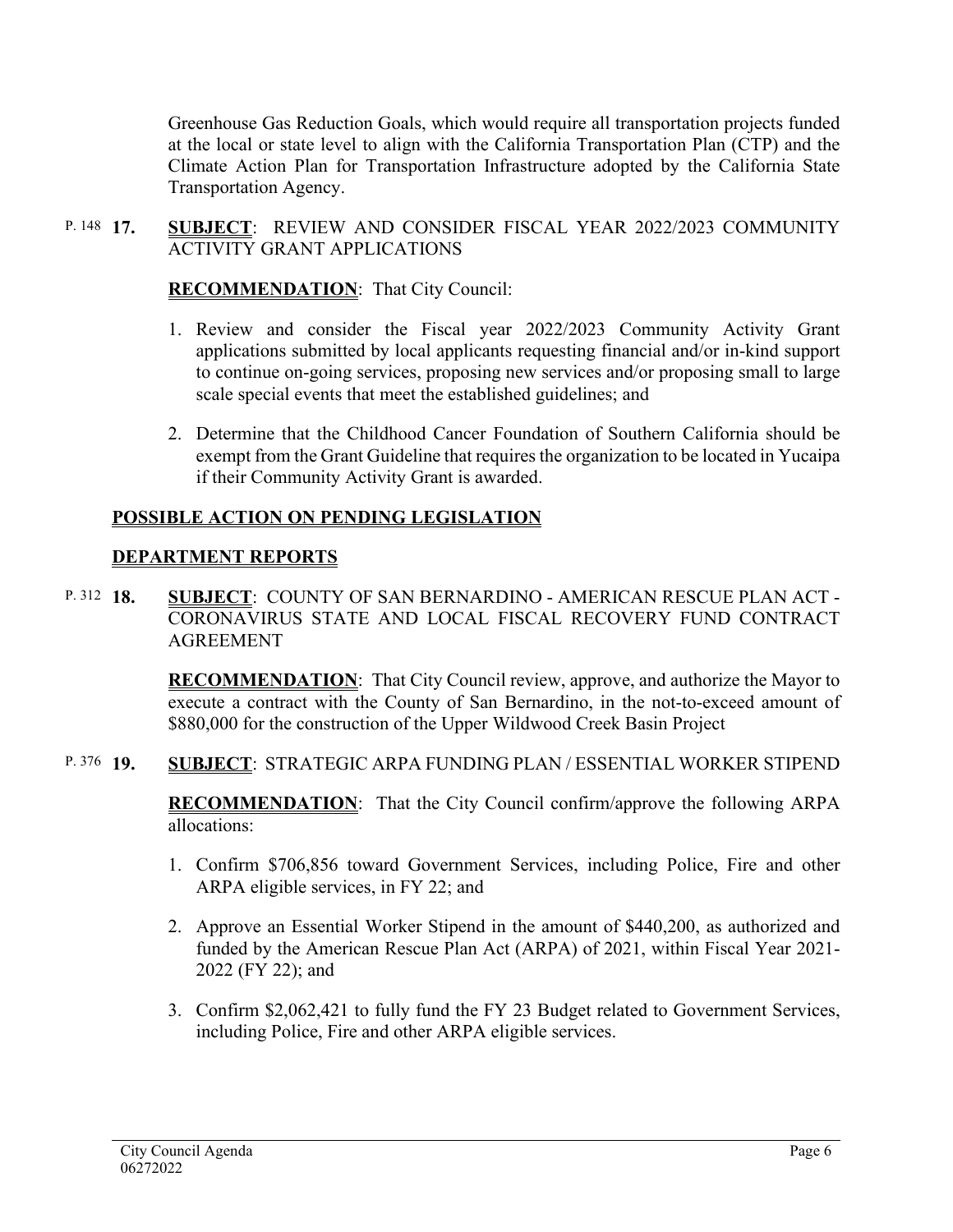Greenhouse Gas Reduction Goals, which would require all transportation projects funded at the local or state level to align with the California Transportation Plan (CTP) and the Climate Action Plan for Transportation Infrastructure adopted by the California State Transportation Agency.

P. 148 **17.** **SUBJECT**: REVIEW AND CONSIDER FISCAL YEAR 2022/2023 COMMUNITY ACTIVITY GRANT APPLICATIONS

**RECOMMENDATION**: That City Council:

1. Review and consider the Fiscal year 2022/2023 Community Activity Grant applications submitted by local applicants requesting financial and/or in-kind support to continue on-going services, proposing new services and/or proposing small to large scale special events that meet the established guidelines; and

2. Determine that the Childhood Cancer Foundation of Southern California should be exempt from the Grant Guideline that requires the organization to be located in Yucaipa if their Community Activity Grant is awarded.

## POSSIBLE ACTION ON PENDING LEGISLATION

## DEPARTMENT REPORTS

P. 312 **18.** **SUBJECT**: COUNTY OF SAN BERNARDINO - AMERICAN RESCUE PLAN ACT - CORONAVIRUS STATE AND LOCAL FISCAL RECOVERY FUND CONTRACT AGREEMENT

**RECOMMENDATION**: That City Council review, approve, and authorize the Mayor to execute a contract with the County of San Bernardino, in the not-to-exceed amount of $880,000 for the construction of the Upper Wildwood Creek Basin Project

P. 376 **19.** **SUBJECT**: STRATEGIC ARPA FUNDING PLAN / ESSENTIAL WORKER STIPEND

**RECOMMENDATION**: That the City Council confirm/approve the following ARPA allocations:

1. Confirm $706,856 toward Government Services, including Police, Fire and other ARPA eligible services, in FY 22; and

2. Approve an Essential Worker Stipend in the amount of $440,200, as authorized and funded by the American Rescue Plan Act (ARPA) of 2021, within Fiscal Year 2021-2022 (FY 22); and

3. Confirm $2,062,421 to fully fund the FY 23 Budget related to Government Services, including Police, Fire and other ARPA eligible services.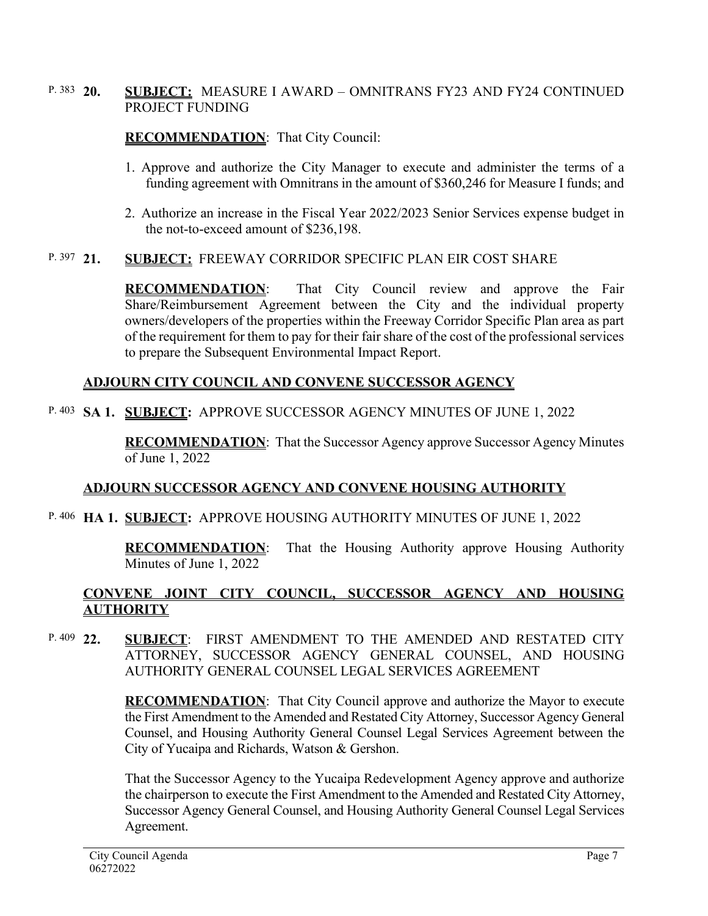P. 383 **20.** **SUBJECT:** MEASURE I AWARD – OMNITRANS FY23 AND FY24 CONTINUED PROJECT FUNDING

**RECOMMENDATION**: That City Council:

1. Approve and authorize the City Manager to execute and administer the terms of a funding agreement with Omnitrans in the amount of $360,246 for Measure I funds; and

2. Authorize an increase in the Fiscal Year 2022/2023 Senior Services expense budget in the not-to-exceed amount of $236,198.

P. 397 **21.** **SUBJECT:** FREEWAY CORRIDOR SPECIFIC PLAN EIR COST SHARE

**RECOMMENDATION**: That City Council review and approve the Fair Share/Reimbursement Agreement between the City and the individual property owners/developers of the properties within the Freeway Corridor Specific Plan area as part of the requirement for them to pay for their fair share of the cost of the professional services to prepare the Subsequent Environmental Impact Report.

**ADJOURN CITY COUNCIL AND CONVENE SUCCESSOR AGENCY**

P. 403 **SA 1.** **SUBJECT:** APPROVE SUCCESSOR AGENCY MINUTES OF JUNE 1, 2022

**RECOMMENDATION**: That the Successor Agency approve Successor Agency Minutes of June 1, 2022

**ADJOURN SUCCESSOR AGENCY AND CONVENE HOUSING AUTHORITY**

P. 406 **HA 1.** **SUBJECT:** APPROVE HOUSING AUTHORITY MINUTES OF JUNE 1, 2022

**RECOMMENDATION**: That the Housing Authority approve Housing Authority Minutes of June 1, 2022

**CONVENE JOINT CITY COUNCIL, SUCCESSOR AGENCY AND HOUSING AUTHORITY**

P. 409 **22.** **SUBJECT**: FIRST AMENDMENT TO THE AMENDED AND RESTATED CITY ATTORNEY, SUCCESSOR AGENCY GENERAL COUNSEL, AND HOUSING AUTHORITY GENERAL COUNSEL LEGAL SERVICES AGREEMENT

**RECOMMENDATION**: That City Council approve and authorize the Mayor to execute the First Amendment to the Amended and Restated City Attorney, Successor Agency General Counsel, and Housing Authority General Counsel Legal Services Agreement between the City of Yucaipa and Richards, Watson & Gershon.

That the Successor Agency to the Yucaipa Redevelopment Agency approve and authorize the chairperson to execute the First Amendment to the Amended and Restated City Attorney, Successor Agency General Counsel, and Housing Authority General Counsel Legal Services Agreement.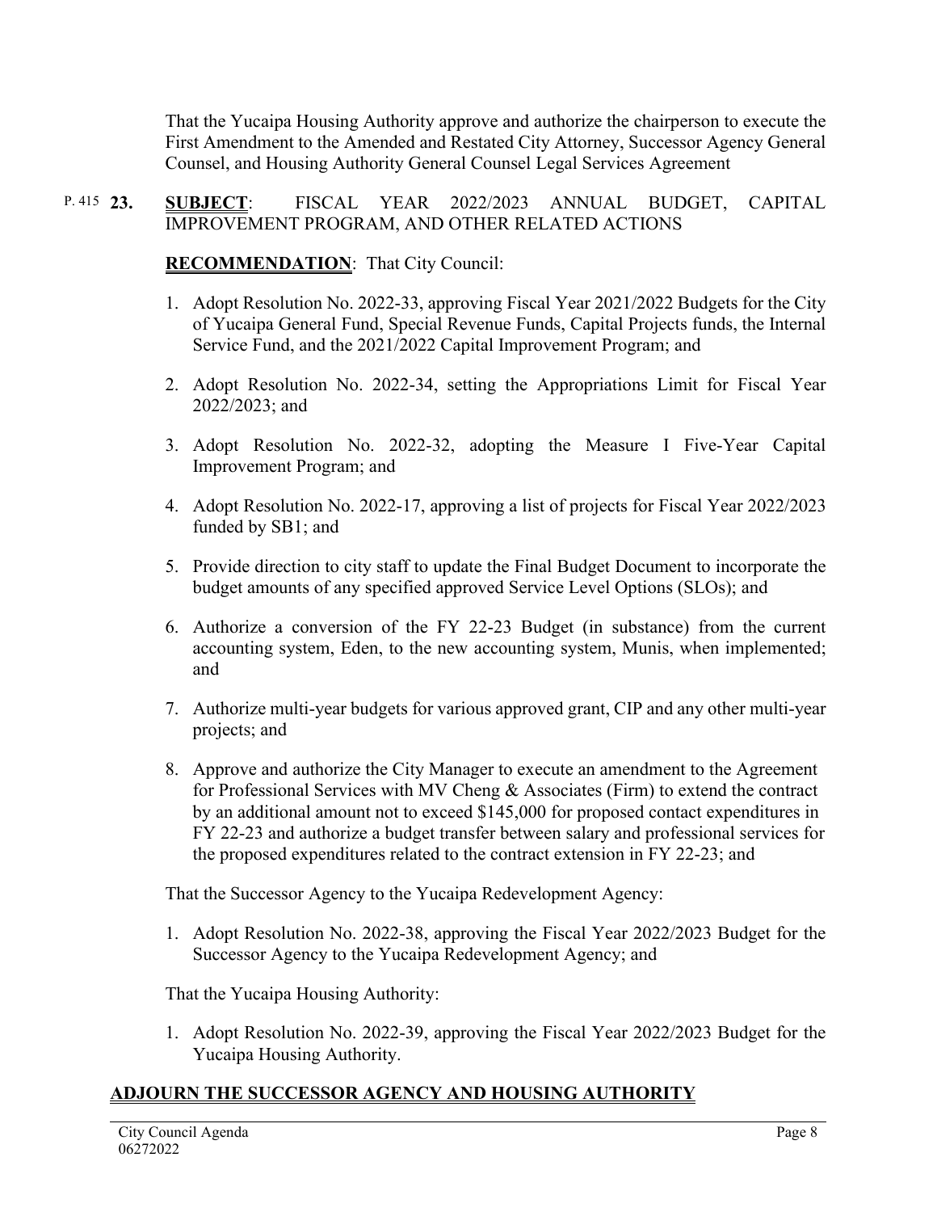That the Yucaipa Housing Authority approve and authorize the chairperson to execute the First Amendment to the Amended and Restated City Attorney, Successor Agency General Counsel, and Housing Authority General Counsel Legal Services Agreement

P. 415 **23.** **SUBJECT**: FISCAL YEAR 2022/2023 ANNUAL BUDGET, CAPITAL IMPROVEMENT PROGRAM, AND OTHER RELATED ACTIONS

**RECOMMENDATION**: That City Council:

1. Adopt Resolution No. 2022-33, approving Fiscal Year 2021/2022 Budgets for the City of Yucaipa General Fund, Special Revenue Funds, Capital Projects funds, the Internal Service Fund, and the 2021/2022 Capital Improvement Program; and
2. Adopt Resolution No. 2022-34, setting the Appropriations Limit for Fiscal Year 2022/2023; and
3. Adopt Resolution No. 2022-32, adopting the Measure I Five-Year Capital Improvement Program; and
4. Adopt Resolution No. 2022-17, approving a list of projects for Fiscal Year 2022/2023 funded by SB1; and
5. Provide direction to city staff to update the Final Budget Document to incorporate the budget amounts of any specified approved Service Level Options (SLOs); and
6. Authorize a conversion of the FY 22-23 Budget (in substance) from the current accounting system, Eden, to the new accounting system, Munis, when implemented; and
7. Authorize multi-year budgets for various approved grant, CIP and any other multi-year projects; and
8. Approve and authorize the City Manager to execute an amendment to the Agreement for Professional Services with MV Cheng & Associates (Firm) to extend the contract by an additional amount not to exceed $145,000 for proposed contact expenditures in FY 22-23 and authorize a budget transfer between salary and professional services for the proposed expenditures related to the contract extension in FY 22-23; and

That the Successor Agency to the Yucaipa Redevelopment Agency:

1. Adopt Resolution No. 2022-38, approving the Fiscal Year 2022/2023 Budget for the Successor Agency to the Yucaipa Redevelopment Agency; and

That the Yucaipa Housing Authority:

1. Adopt Resolution No. 2022-39, approving the Fiscal Year 2022/2023 Budget for the Yucaipa Housing Authority.

## ADJOURN THE SUCCESSOR AGENCY AND HOUSING AUTHORITY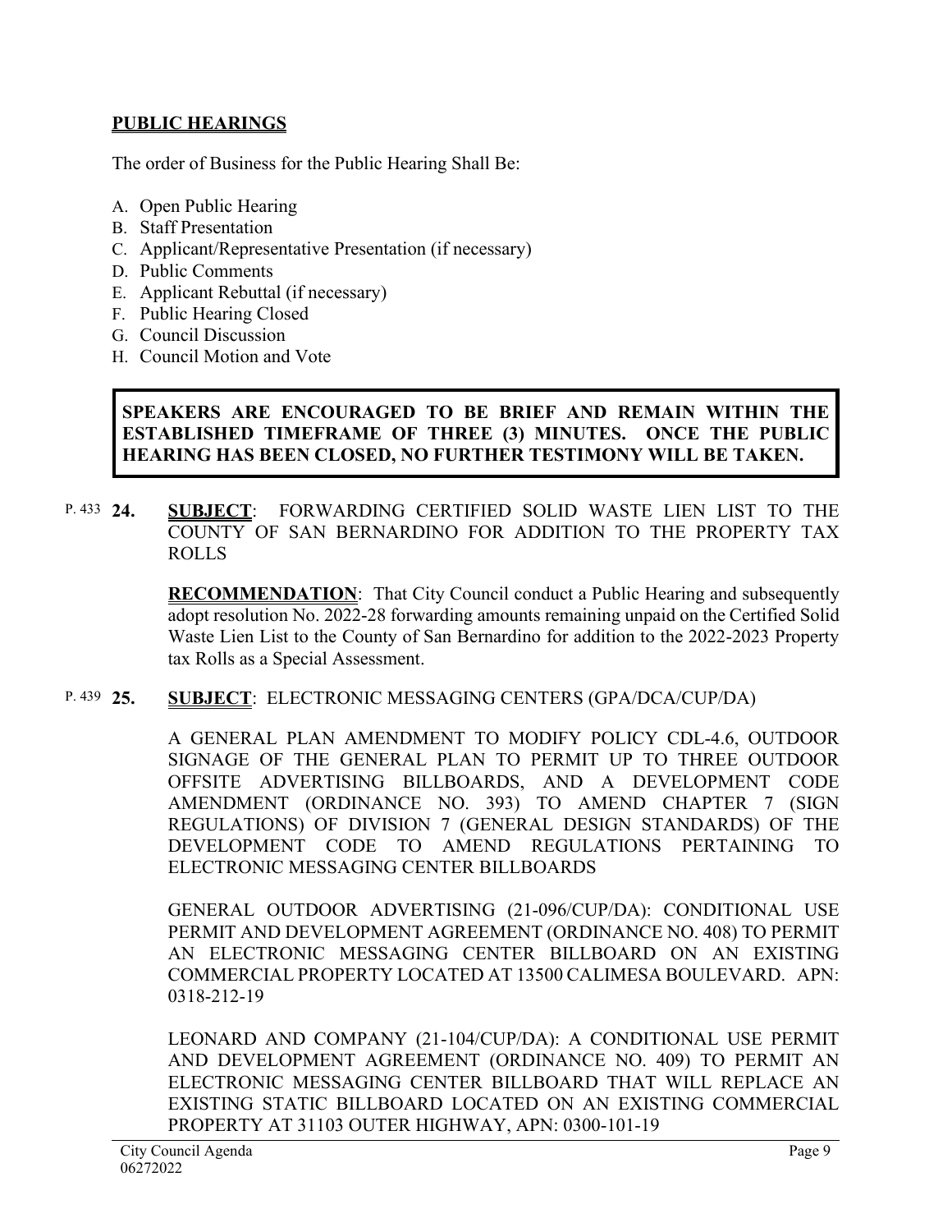## PUBLIC HEARINGS

The order of Business for the Public Hearing Shall Be:

A. Open Public Hearing
B. Staff Presentation
C. Applicant/Representative Presentation (if necessary)
D. Public Comments
E. Applicant Rebuttal (if necessary)
F. Public Hearing Closed
G. Council Discussion
H. Council Motion and Vote

**SPEAKERS ARE ENCOURAGED TO BE BRIEF AND REMAIN WITHIN THE ESTABLISHED TIMEFRAME OF THREE (3) MINUTES. ONCE THE PUBLIC HEARING HAS BEEN CLOSED, NO FURTHER TESTIMONY WILL BE TAKEN.**

P. 433 **24. SUBJECT**: FORWARDING CERTIFIED SOLID WASTE LIEN LIST TO THE COUNTY OF SAN BERNARDINO FOR ADDITION TO THE PROPERTY TAX ROLLS

**RECOMMENDATION**: That City Council conduct a Public Hearing and subsequently adopt resolution No. 2022-28 forwarding amounts remaining unpaid on the Certified Solid Waste Lien List to the County of San Bernardino for addition to the 2022-2023 Property tax Rolls as a Special Assessment.

P. 439 **25. SUBJECT**: ELECTRONIC MESSAGING CENTERS (GPA/DCA/CUP/DA)

A GENERAL PLAN AMENDMENT TO MODIFY POLICY CDL-4.6, OUTDOOR SIGNAGE OF THE GENERAL PLAN TO PERMIT UP TO THREE OUTDOOR OFFSITE ADVERTISING BILLBOARDS, AND A DEVELOPMENT CODE AMENDMENT (ORDINANCE NO. 393) TO AMEND CHAPTER 7 (SIGN REGULATIONS) OF DIVISION 7 (GENERAL DESIGN STANDARDS) OF THE DEVELOPMENT CODE TO AMEND REGULATIONS PERTAINING TO ELECTRONIC MESSAGING CENTER BILLBOARDS

GENERAL OUTDOOR ADVERTISING (21-096/CUP/DA): CONDITIONAL USE PERMIT AND DEVELOPMENT AGREEMENT (ORDINANCE NO. 408) TO PERMIT AN ELECTRONIC MESSAGING CENTER BILLBOARD ON AN EXISTING COMMERCIAL PROPERTY LOCATED AT 13500 CALIMESA BOULEVARD. APN: 0318-212-19

LEONARD AND COMPANY (21-104/CUP/DA): A CONDITIONAL USE PERMIT AND DEVELOPMENT AGREEMENT (ORDINANCE NO. 409) TO PERMIT AN ELECTRONIC MESSAGING CENTER BILLBOARD THAT WILL REPLACE AN EXISTING STATIC BILLBOARD LOCATED ON AN EXISTING COMMERCIAL PROPERTY AT 31103 OUTER HIGHWAY, APN: 0300-101-19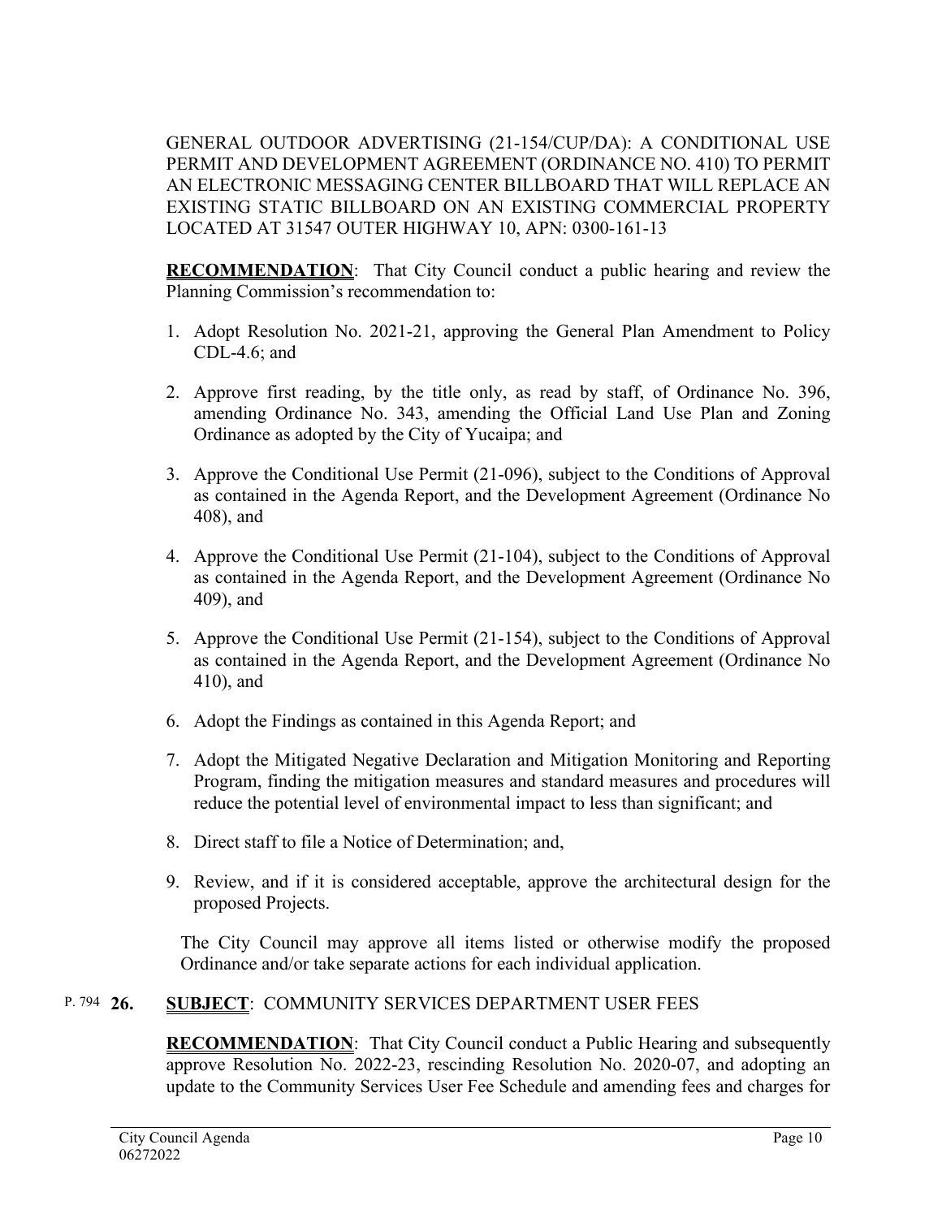GENERAL OUTDOOR ADVERTISING (21-154/CUP/DA): A CONDITIONAL USE PERMIT AND DEVELOPMENT AGREEMENT (ORDINANCE NO. 410) TO PERMIT AN ELECTRONIC MESSAGING CENTER BILLBOARD THAT WILL REPLACE AN EXISTING STATIC BILLBOARD ON AN EXISTING COMMERCIAL PROPERTY LOCATED AT 31547 OUTER HIGHWAY 10, APN: 0300-161-13

**RECOMMENDATION**: That City Council conduct a public hearing and review the Planning Commission's recommendation to:

1. Adopt Resolution No. 2021-21, approving the General Plan Amendment to Policy CDL-4.6; and
2. Approve first reading, by the title only, as read by staff, of Ordinance No. 396, amending Ordinance No. 343, amending the Official Land Use Plan and Zoning Ordinance as adopted by the City of Yucaipa; and
3. Approve the Conditional Use Permit (21-096), subject to the Conditions of Approval as contained in the Agenda Report, and the Development Agreement (Ordinance No 408), and
4. Approve the Conditional Use Permit (21-104), subject to the Conditions of Approval as contained in the Agenda Report, and the Development Agreement (Ordinance No 409), and
5. Approve the Conditional Use Permit (21-154), subject to the Conditions of Approval as contained in the Agenda Report, and the Development Agreement (Ordinance No 410), and
6. Adopt the Findings as contained in this Agenda Report; and
7. Adopt the Mitigated Negative Declaration and Mitigation Monitoring and Reporting Program, finding the mitigation measures and standard measures and procedures will reduce the potential level of environmental impact to less than significant; and
8. Direct staff to file a Notice of Determination; and,
9. Review, and if it is considered acceptable, approve the architectural design for the proposed Projects.

The City Council may approve all items listed or otherwise modify the proposed Ordinance and/or take separate actions for each individual application.

P. 794 **26.** **SUBJECT**: COMMUNITY SERVICES DEPARTMENT USER FEES

**RECOMMENDATION**: That City Council conduct a Public Hearing and subsequently approve Resolution No. 2022-23, rescinding Resolution No. 2020-07, and adopting an update to the Community Services User Fee Schedule and amending fees and charges for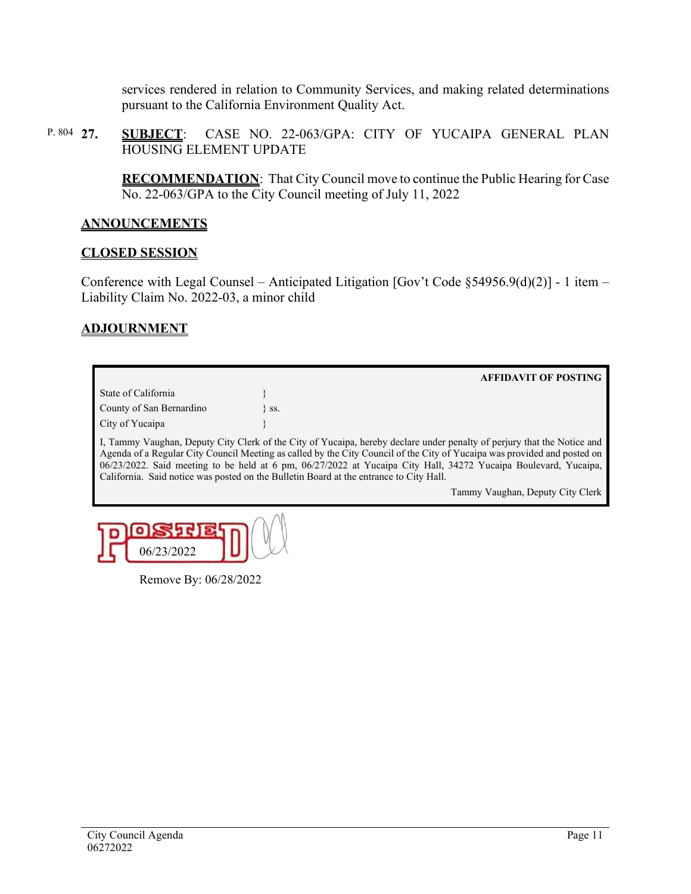services rendered in relation to Community Services, and making related determinations pursuant to the California Environment Quality Act.

P. 804 **27.** **SUBJECT**: CASE NO. 22-063/GPA: CITY OF YUCAIPA GENERAL PLAN HOUSING ELEMENT UPDATE

**RECOMMENDATION**: That City Council move to continue the Public Hearing for Case No. 22-063/GPA to the City Council meeting of July 11, 2022

## ANNOUNCEMENTS

## CLOSED SESSION

Conference with Legal Counsel – Anticipated Litigation [Gov't Code §54956.9(d)(2)] - 1 item – Liability Claim No. 2022-03, a minor child

## ADJOURNMENT

**AFFIDAVIT OF POSTING**

State of California }
County of San Bernardino } ss.
City of Yucaipa }

I, Tammy Vaughan, Deputy City Clerk of the City of Yucaipa, hereby declare under penalty of perjury that the Notice and Agenda of a Regular City Council Meeting as called by the City Council of the City of Yucaipa was provided and posted on 06/23/2022. Said meeting to be held at 6 pm, 06/27/2022 at Yucaipa City Hall, 34272 Yucaipa Boulevard, Yucaipa, California. Said notice was posted on the Bulletin Board at the entrance to City Hall.

Tammy Vaughan, Deputy City Clerk

POSTED 06/23/2022

Remove By: 06/28/2022